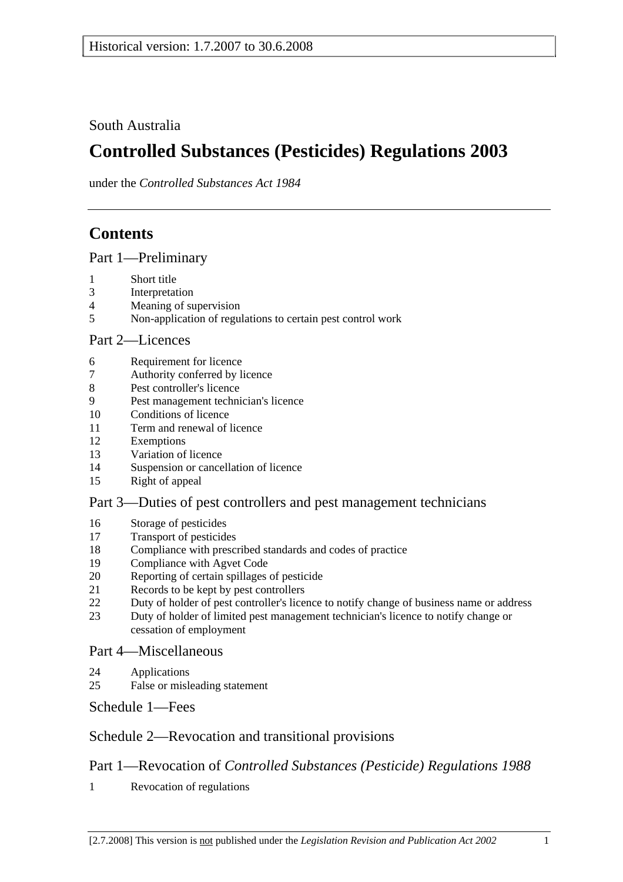Historical version: 1.7.2007 to 30.6.2008

South Australia

# Controlled Substances (Pesticides) Regulations 2003

under the *Controlled Substances Act 1984*

## Contents

### Part 1—Preliminary

1 Short title
3 Interpretation
4 Meaning of supervision
5 Non-application of regulations to certain pest control work

### Part 2—Licences

6 Requirement for licence
7 Authority conferred by licence
8 Pest controller's licence
9 Pest management technician's licence
10 Conditions of licence
11 Term and renewal of licence
12 Exemptions
13 Variation of licence
14 Suspension or cancellation of licence
15 Right of appeal

### Part 3—Duties of pest controllers and pest management technicians

16 Storage of pesticides
17 Transport of pesticides
18 Compliance with prescribed standards and codes of practice
19 Compliance with Agvet Code
20 Reporting of certain spillages of pesticide
21 Records to be kept by pest controllers
22 Duty of holder of pest controller's licence to notify change of business name or address
23 Duty of holder of limited pest management technician's licence to notify change or cessation of employment

### Part 4—Miscellaneous

24 Applications
25 False or misleading statement

### Schedule 1—Fees

### Schedule 2—Revocation and transitional provisions

### Part 1—Revocation of *Controlled Substances (Pesticide) Regulations 1988*

1 Revocation of regulations

[2.7.2008] This version is not published under the *Legislation Revision and Publication Act 2002*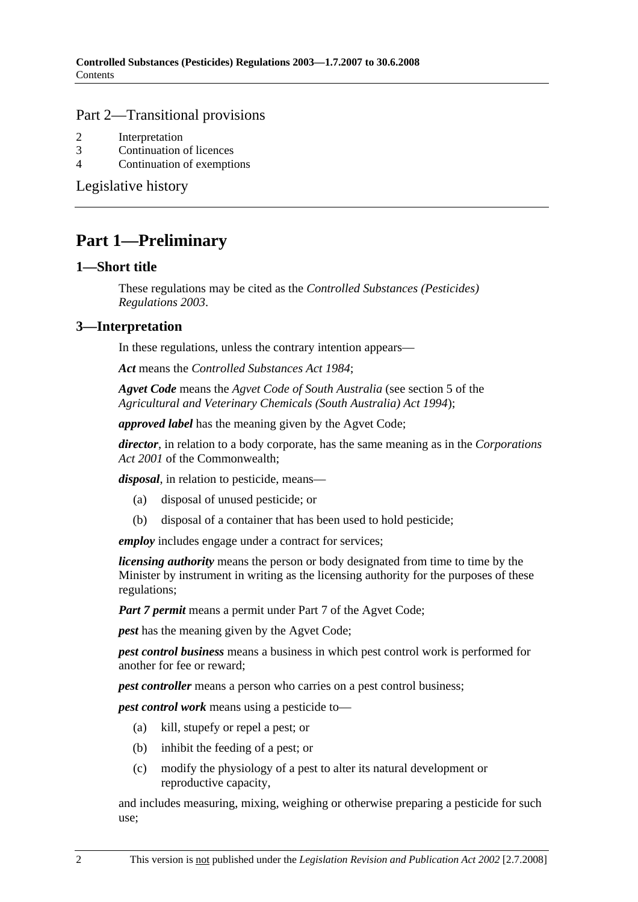## Part 2—Transitional provisions

2 Interpretation
3 Continuation of licences
4 Continuation of exemptions

## Legislative history

# Part 1—Preliminary

## 1—Short title

These regulations may be cited as the *Controlled Substances (Pesticides) Regulations 2003*.

## 3—Interpretation

In these regulations, unless the contrary intention appears—

***Act*** means the *Controlled Substances Act 1984*;

***Agvet Code*** means the *Agvet Code of South Australia* (see section 5 of the *Agricultural and Veterinary Chemicals (South Australia) Act 1994*);

***approved label*** has the meaning given by the Agvet Code;

***director***, in relation to a body corporate, has the same meaning as in the *Corporations Act 2001* of the Commonwealth;

***disposal***, in relation to pesticide, means—

(a) disposal of unused pesticide; or

(b) disposal of a container that has been used to hold pesticide;

***employ*** includes engage under a contract for services;

***licensing authority*** means the person or body designated from time to time by the Minister by instrument in writing as the licensing authority for the purposes of these regulations;

***Part 7 permit*** means a permit under Part 7 of the Agvet Code;

***pest*** has the meaning given by the Agvet Code;

***pest control business*** means a business in which pest control work is performed for another for fee or reward;

***pest controller*** means a person who carries on a pest control business;

***pest control work*** means using a pesticide to—

(a) kill, stupefy or repel a pest; or

(b) inhibit the feeding of a pest; or

(c) modify the physiology of a pest to alter its natural development or reproductive capacity,

and includes measuring, mixing, weighing or otherwise preparing a pesticide for such use;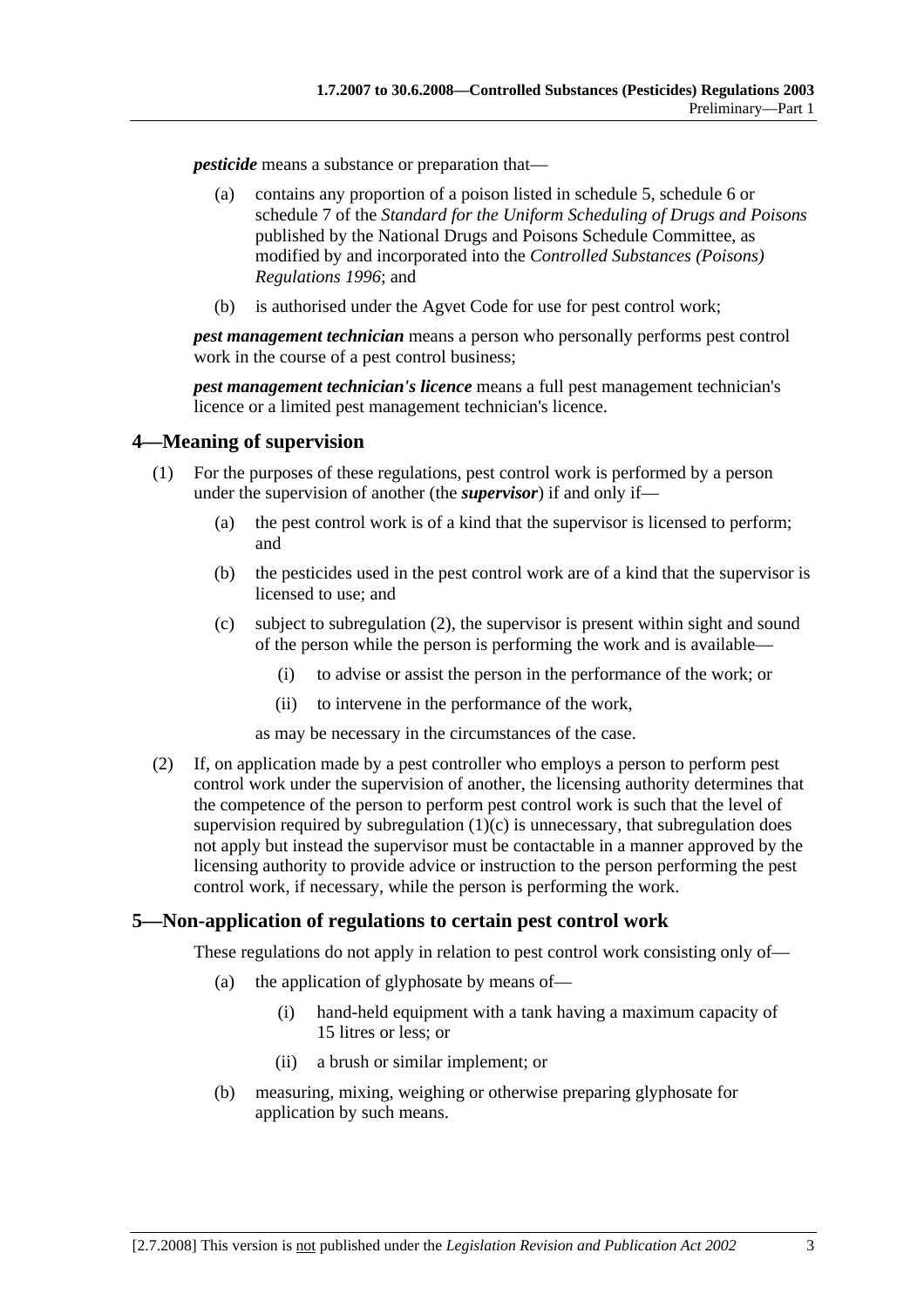***pesticide*** means a substance or preparation that—

(a) contains any proportion of a poison listed in schedule 5, schedule 6 or schedule 7 of the *Standard for the Uniform Scheduling of Drugs and Poisons* published by the National Drugs and Poisons Schedule Committee, as modified by and incorporated into the *Controlled Substances (Poisons) Regulations 1996*; and

(b) is authorised under the Agvet Code for use for pest control work;

***pest management technician*** means a person who personally performs pest control work in the course of a pest control business;

***pest management technician's licence*** means a full pest management technician's licence or a limited pest management technician's licence.

## 4—Meaning of supervision

(1) For the purposes of these regulations, pest control work is performed by a person under the supervision of another (the ***supervisor***) if and only if—

(a) the pest control work is of a kind that the supervisor is licensed to perform; and

(b) the pesticides used in the pest control work are of a kind that the supervisor is licensed to use; and

(c) subject to subregulation (2), the supervisor is present within sight and sound of the person while the person is performing the work and is available—

(i) to advise or assist the person in the performance of the work; or

(ii) to intervene in the performance of the work,

as may be necessary in the circumstances of the case.

(2) If, on application made by a pest controller who employs a person to perform pest control work under the supervision of another, the licensing authority determines that the competence of the person to perform pest control work is such that the level of supervision required by subregulation (1)(c) is unnecessary, that subregulation does not apply but instead the supervisor must be contactable in a manner approved by the licensing authority to provide advice or instruction to the person performing the pest control work, if necessary, while the person is performing the work.

## 5—Non-application of regulations to certain pest control work

These regulations do not apply in relation to pest control work consisting only of—

(a) the application of glyphosate by means of—

(i) hand-held equipment with a tank having a maximum capacity of 15 litres or less; or

(ii) a brush or similar implement; or

(b) measuring, mixing, weighing or otherwise preparing glyphosate for application by such means.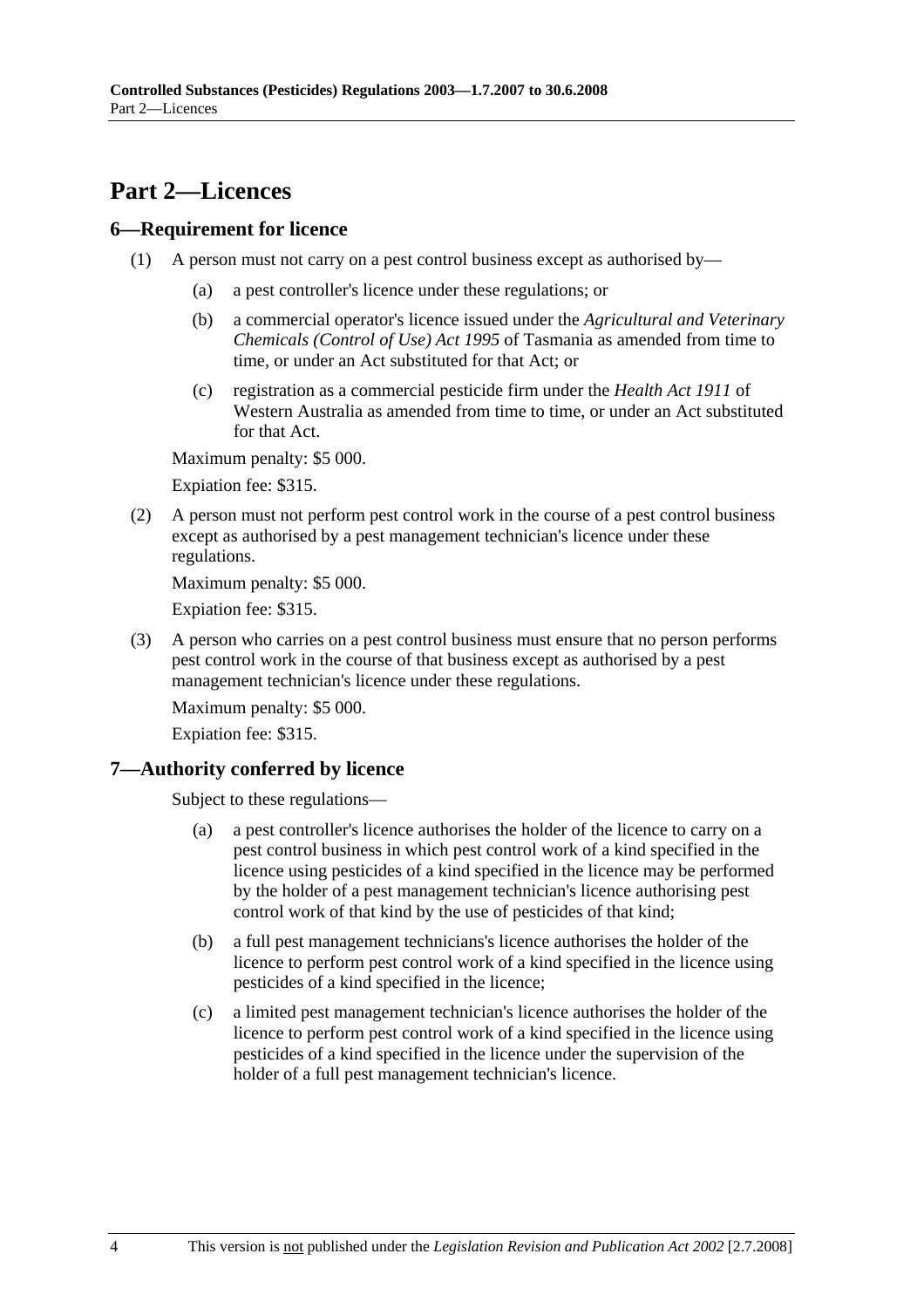# Part 2—Licences

## 6—Requirement for licence

(1) A person must not carry on a pest control business except as authorised by—

(a) a pest controller's licence under these regulations; or

(b) a commercial operator's licence issued under the *Agricultural and Veterinary Chemicals (Control of Use) Act 1995* of Tasmania as amended from time to time, or under an Act substituted for that Act; or

(c) registration as a commercial pesticide firm under the *Health Act 1911* of Western Australia as amended from time to time, or under an Act substituted for that Act.

Maximum penalty: $5 000.

Expiation fee: $315.

(2) A person must not perform pest control work in the course of a pest control business except as authorised by a pest management technician's licence under these regulations.

Maximum penalty: $5 000.

Expiation fee: $315.

(3) A person who carries on a pest control business must ensure that no person performs pest control work in the course of that business except as authorised by a pest management technician's licence under these regulations.

Maximum penalty: $5 000.

Expiation fee: $315.

## 7—Authority conferred by licence

Subject to these regulations—

(a) a pest controller's licence authorises the holder of the licence to carry on a pest control business in which pest control work of a kind specified in the licence using pesticides of a kind specified in the licence may be performed by the holder of a pest management technician's licence authorising pest control work of that kind by the use of pesticides of that kind;

(b) a full pest management technicians's licence authorises the holder of the licence to perform pest control work of a kind specified in the licence using pesticides of a kind specified in the licence;

(c) a limited pest management technician's licence authorises the holder of the licence to perform pest control work of a kind specified in the licence using pesticides of a kind specified in the licence under the supervision of the holder of a full pest management technician's licence.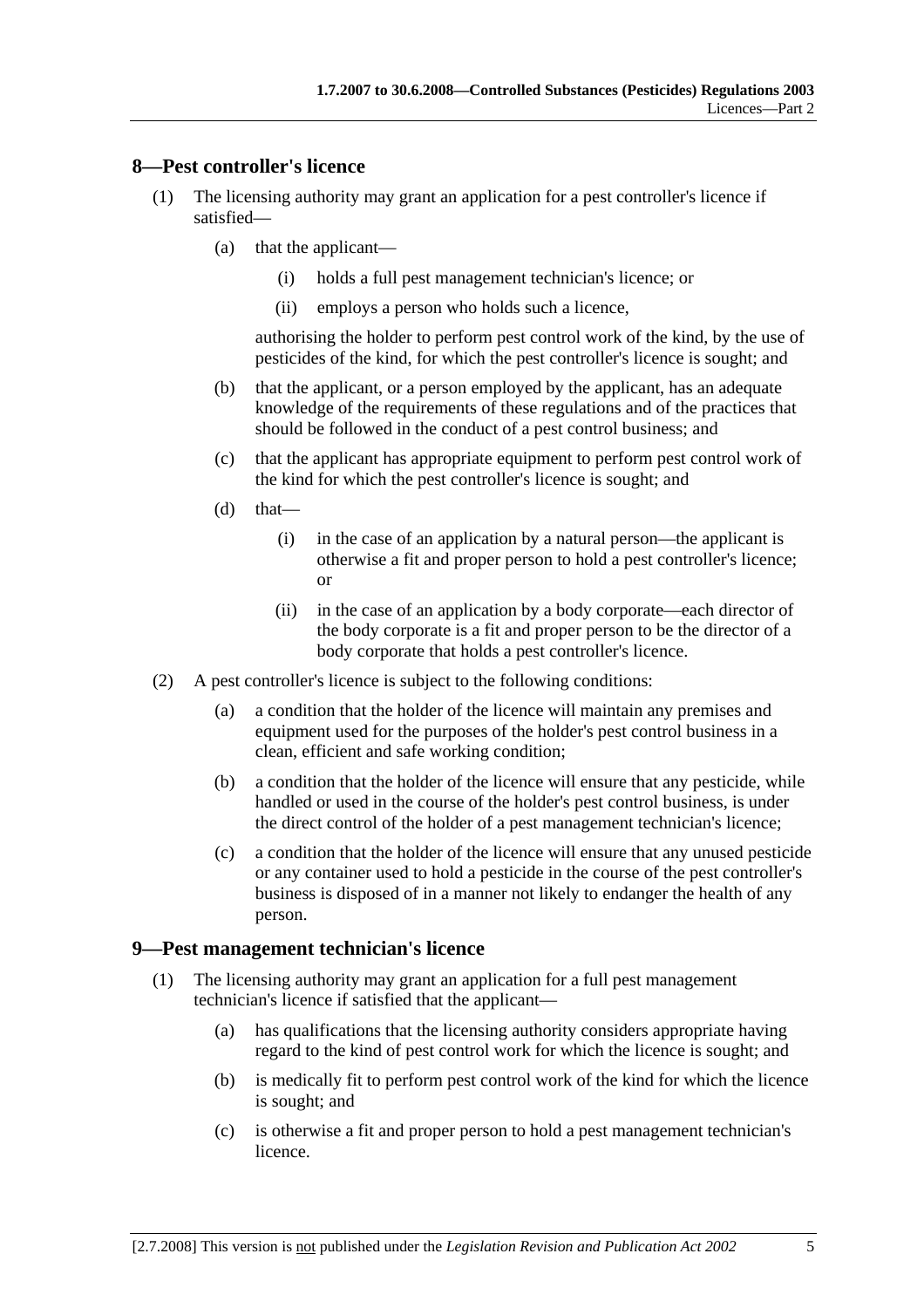## 8—Pest controller's licence

(1) The licensing authority may grant an application for a pest controller's licence if satisfied—

(a) that the applicant—

(i) holds a full pest management technician's licence; or

(ii) employs a person who holds such a licence,

authorising the holder to perform pest control work of the kind, by the use of pesticides of the kind, for which the pest controller's licence is sought; and

(b) that the applicant, or a person employed by the applicant, has an adequate knowledge of the requirements of these regulations and of the practices that should be followed in the conduct of a pest control business; and

(c) that the applicant has appropriate equipment to perform pest control work of the kind for which the pest controller's licence is sought; and

(d) that—

(i) in the case of an application by a natural person—the applicant is otherwise a fit and proper person to hold a pest controller's licence; or

(ii) in the case of an application by a body corporate—each director of the body corporate is a fit and proper person to be the director of a body corporate that holds a pest controller's licence.

(2) A pest controller's licence is subject to the following conditions:

(a) a condition that the holder of the licence will maintain any premises and equipment used for the purposes of the holder's pest control business in a clean, efficient and safe working condition;

(b) a condition that the holder of the licence will ensure that any pesticide, while handled or used in the course of the holder's pest control business, is under the direct control of the holder of a pest management technician's licence;

(c) a condition that the holder of the licence will ensure that any unused pesticide or any container used to hold a pesticide in the course of the pest controller's business is disposed of in a manner not likely to endanger the health of any person.

## 9—Pest management technician's licence

(1) The licensing authority may grant an application for a full pest management technician's licence if satisfied that the applicant—

(a) has qualifications that the licensing authority considers appropriate having regard to the kind of pest control work for which the licence is sought; and

(b) is medically fit to perform pest control work of the kind for which the licence is sought; and

(c) is otherwise a fit and proper person to hold a pest management technician's licence.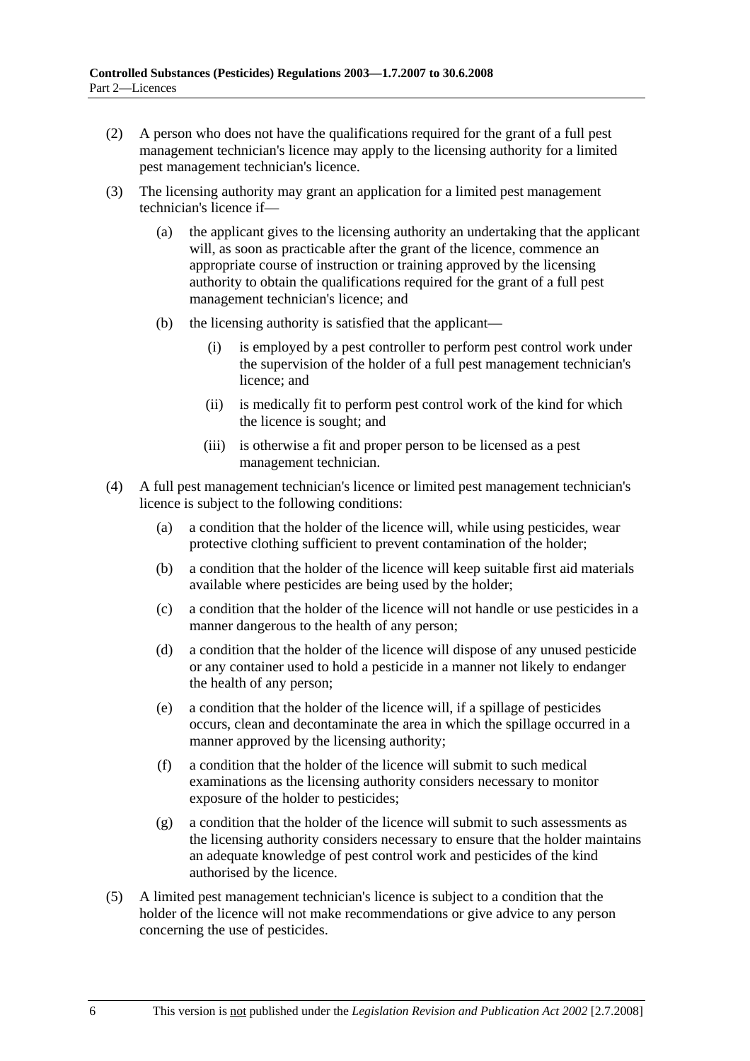(2) A person who does not have the qualifications required for the grant of a full pest management technician's licence may apply to the licensing authority for a limited pest management technician's licence.

(3) The licensing authority may grant an application for a limited pest management technician's licence if—

   (a) the applicant gives to the licensing authority an undertaking that the applicant will, as soon as practicable after the grant of the licence, commence an appropriate course of instruction or training approved by the licensing authority to obtain the qualifications required for the grant of a full pest management technician's licence; and

   (b) the licensing authority is satisfied that the applicant—

      (i) is employed by a pest controller to perform pest control work under the supervision of the holder of a full pest management technician's licence; and

      (ii) is medically fit to perform pest control work of the kind for which the licence is sought; and

      (iii) is otherwise a fit and proper person to be licensed as a pest management technician.

(4) A full pest management technician's licence or limited pest management technician's licence is subject to the following conditions:

   (a) a condition that the holder of the licence will, while using pesticides, wear protective clothing sufficient to prevent contamination of the holder;

   (b) a condition that the holder of the licence will keep suitable first aid materials available where pesticides are being used by the holder;

   (c) a condition that the holder of the licence will not handle or use pesticides in a manner dangerous to the health of any person;

   (d) a condition that the holder of the licence will dispose of any unused pesticide or any container used to hold a pesticide in a manner not likely to endanger the health of any person;

   (e) a condition that the holder of the licence will, if a spillage of pesticides occurs, clean and decontaminate the area in which the spillage occurred in a manner approved by the licensing authority;

   (f) a condition that the holder of the licence will submit to such medical examinations as the licensing authority considers necessary to monitor exposure of the holder to pesticides;

   (g) a condition that the holder of the licence will submit to such assessments as the licensing authority considers necessary to ensure that the holder maintains an adequate knowledge of pest control work and pesticides of the kind authorised by the licence.

(5) A limited pest management technician's licence is subject to a condition that the holder of the licence will not make recommendations or give advice to any person concerning the use of pesticides.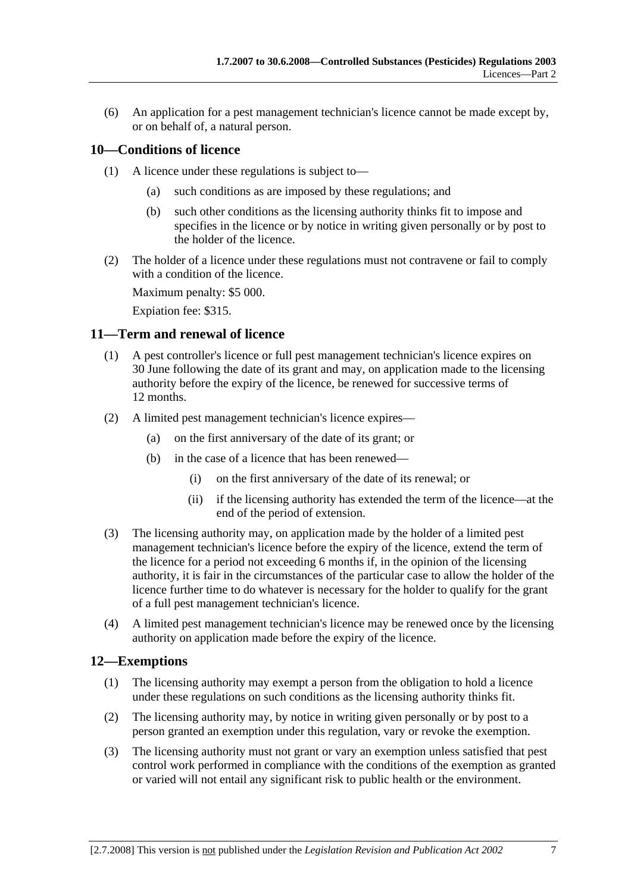(6) An application for a pest management technician's licence cannot be made except by, or on behalf of, a natural person.

## 10—Conditions of licence

(1) A licence under these regulations is subject to—

(a) such conditions as are imposed by these regulations; and

(b) such other conditions as the licensing authority thinks fit to impose and specifies in the licence or by notice in writing given personally or by post to the holder of the licence.

(2) The holder of a licence under these regulations must not contravene or fail to comply with a condition of the licence.

Maximum penalty: $5 000.

Expiation fee: $315.

## 11—Term and renewal of licence

(1) A pest controller's licence or full pest management technician's licence expires on 30 June following the date of its grant and may, on application made to the licensing authority before the expiry of the licence, be renewed for successive terms of 12 months.

(2) A limited pest management technician's licence expires—

(a) on the first anniversary of the date of its grant; or

(b) in the case of a licence that has been renewed—

(i) on the first anniversary of the date of its renewal; or

(ii) if the licensing authority has extended the term of the licence—at the end of the period of extension.

(3) The licensing authority may, on application made by the holder of a limited pest management technician's licence before the expiry of the licence, extend the term of the licence for a period not exceeding 6 months if, in the opinion of the licensing authority, it is fair in the circumstances of the particular case to allow the holder of the licence further time to do whatever is necessary for the holder to qualify for the grant of a full pest management technician's licence.

(4) A limited pest management technician's licence may be renewed once by the licensing authority on application made before the expiry of the licence.

## 12—Exemptions

(1) The licensing authority may exempt a person from the obligation to hold a licence under these regulations on such conditions as the licensing authority thinks fit.

(2) The licensing authority may, by notice in writing given personally or by post to a person granted an exemption under this regulation, vary or revoke the exemption.

(3) The licensing authority must not grant or vary an exemption unless satisfied that pest control work performed in compliance with the conditions of the exemption as granted or varied will not entail any significant risk to public health or the environment.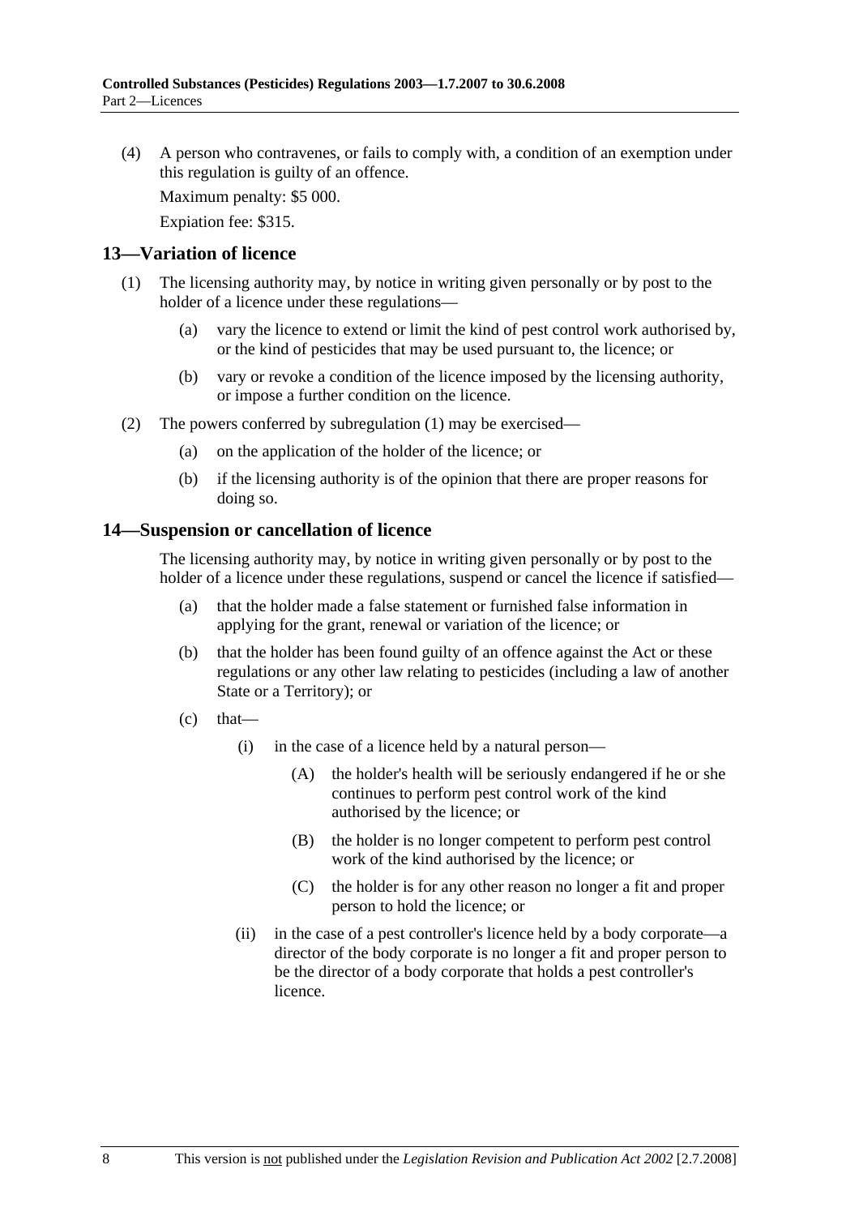(4) A person who contravenes, or fails to comply with, a condition of an exemption under this regulation is guilty of an offence.

Maximum penalty: $5 000.

Expiation fee: $315.

## 13—Variation of licence

(1) The licensing authority may, by notice in writing given personally or by post to the holder of a licence under these regulations—

(a) vary the licence to extend or limit the kind of pest control work authorised by, or the kind of pesticides that may be used pursuant to, the licence; or

(b) vary or revoke a condition of the licence imposed by the licensing authority, or impose a further condition on the licence.

(2) The powers conferred by subregulation (1) may be exercised—

(a) on the application of the holder of the licence; or

(b) if the licensing authority is of the opinion that there are proper reasons for doing so.

## 14—Suspension or cancellation of licence

The licensing authority may, by notice in writing given personally or by post to the holder of a licence under these regulations, suspend or cancel the licence if satisfied—

(a) that the holder made a false statement or furnished false information in applying for the grant, renewal or variation of the licence; or

(b) that the holder has been found guilty of an offence against the Act or these regulations or any other law relating to pesticides (including a law of another State or a Territory); or

(c) that—

(i) in the case of a licence held by a natural person—

(A) the holder's health will be seriously endangered if he or she continues to perform pest control work of the kind authorised by the licence; or

(B) the holder is no longer competent to perform pest control work of the kind authorised by the licence; or

(C) the holder is for any other reason no longer a fit and proper person to hold the licence; or

(ii) in the case of a pest controller's licence held by a body corporate—a director of the body corporate is no longer a fit and proper person to be the director of a body corporate that holds a pest controller's licence.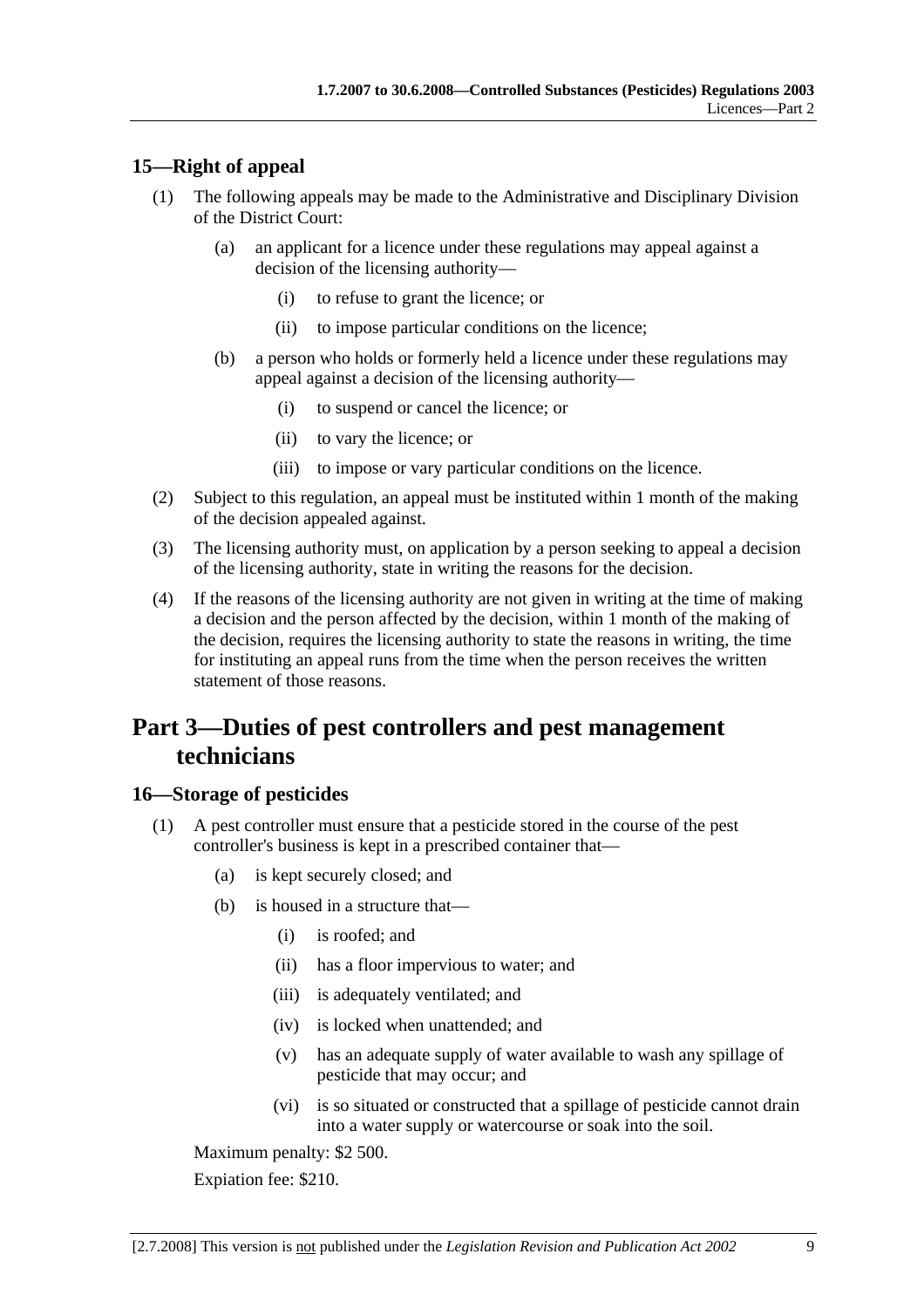## 15—Right of appeal

(1) The following appeals may be made to the Administrative and Disciplinary Division of the District Court:

(a) an applicant for a licence under these regulations may appeal against a decision of the licensing authority—

(i) to refuse to grant the licence; or

(ii) to impose particular conditions on the licence;

(b) a person who holds or formerly held a licence under these regulations may appeal against a decision of the licensing authority—

(i) to suspend or cancel the licence; or

(ii) to vary the licence; or

(iii) to impose or vary particular conditions on the licence.

(2) Subject to this regulation, an appeal must be instituted within 1 month of the making of the decision appealed against.

(3) The licensing authority must, on application by a person seeking to appeal a decision of the licensing authority, state in writing the reasons for the decision.

(4) If the reasons of the licensing authority are not given in writing at the time of making a decision and the person affected by the decision, within 1 month of the making of the decision, requires the licensing authority to state the reasons in writing, the time for instituting an appeal runs from the time when the person receives the written statement of those reasons.

# Part 3—Duties of pest controllers and pest management technicians

## 16—Storage of pesticides

(1) A pest controller must ensure that a pesticide stored in the course of the pest controller's business is kept in a prescribed container that—

(a) is kept securely closed; and

(b) is housed in a structure that—

(i) is roofed; and

(ii) has a floor impervious to water; and

(iii) is adequately ventilated; and

(iv) is locked when unattended; and

(v) has an adequate supply of water available to wash any spillage of pesticide that may occur; and

(vi) is so situated or constructed that a spillage of pesticide cannot drain into a water supply or watercourse or soak into the soil.

Maximum penalty: $2 500.

Expiation fee: $210.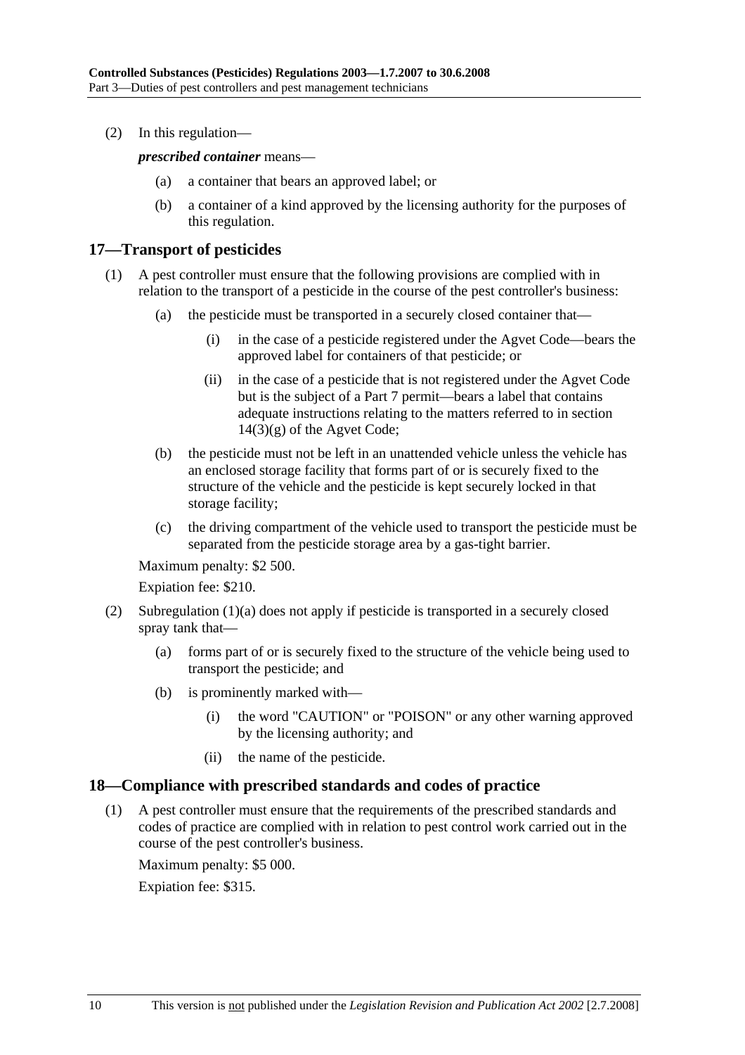(2) In this regulation—

***prescribed container*** means—

(a) a container that bears an approved label; or

(b) a container of a kind approved by the licensing authority for the purposes of this regulation.

## 17—Transport of pesticides

(1) A pest controller must ensure that the following provisions are complied with in relation to the transport of a pesticide in the course of the pest controller's business:

(a) the pesticide must be transported in a securely closed container that—

(i) in the case of a pesticide registered under the Agvet Code—bears the approved label for containers of that pesticide; or

(ii) in the case of a pesticide that is not registered under the Agvet Code but is the subject of a Part 7 permit—bears a label that contains adequate instructions relating to the matters referred to in section 14(3)(g) of the Agvet Code;

(b) the pesticide must not be left in an unattended vehicle unless the vehicle has an enclosed storage facility that forms part of or is securely fixed to the structure of the vehicle and the pesticide is kept securely locked in that storage facility;

(c) the driving compartment of the vehicle used to transport the pesticide must be separated from the pesticide storage area by a gas-tight barrier.

Maximum penalty: $2 500.

Expiation fee: $210.

(2) Subregulation (1)(a) does not apply if pesticide is transported in a securely closed spray tank that—

(a) forms part of or is securely fixed to the structure of the vehicle being used to transport the pesticide; and

(b) is prominently marked with—

(i) the word "CAUTION" or "POISON" or any other warning approved by the licensing authority; and

(ii) the name of the pesticide.

## 18—Compliance with prescribed standards and codes of practice

(1) A pest controller must ensure that the requirements of the prescribed standards and codes of practice are complied with in relation to pest control work carried out in the course of the pest controller's business.

Maximum penalty: $5 000.

Expiation fee: $315.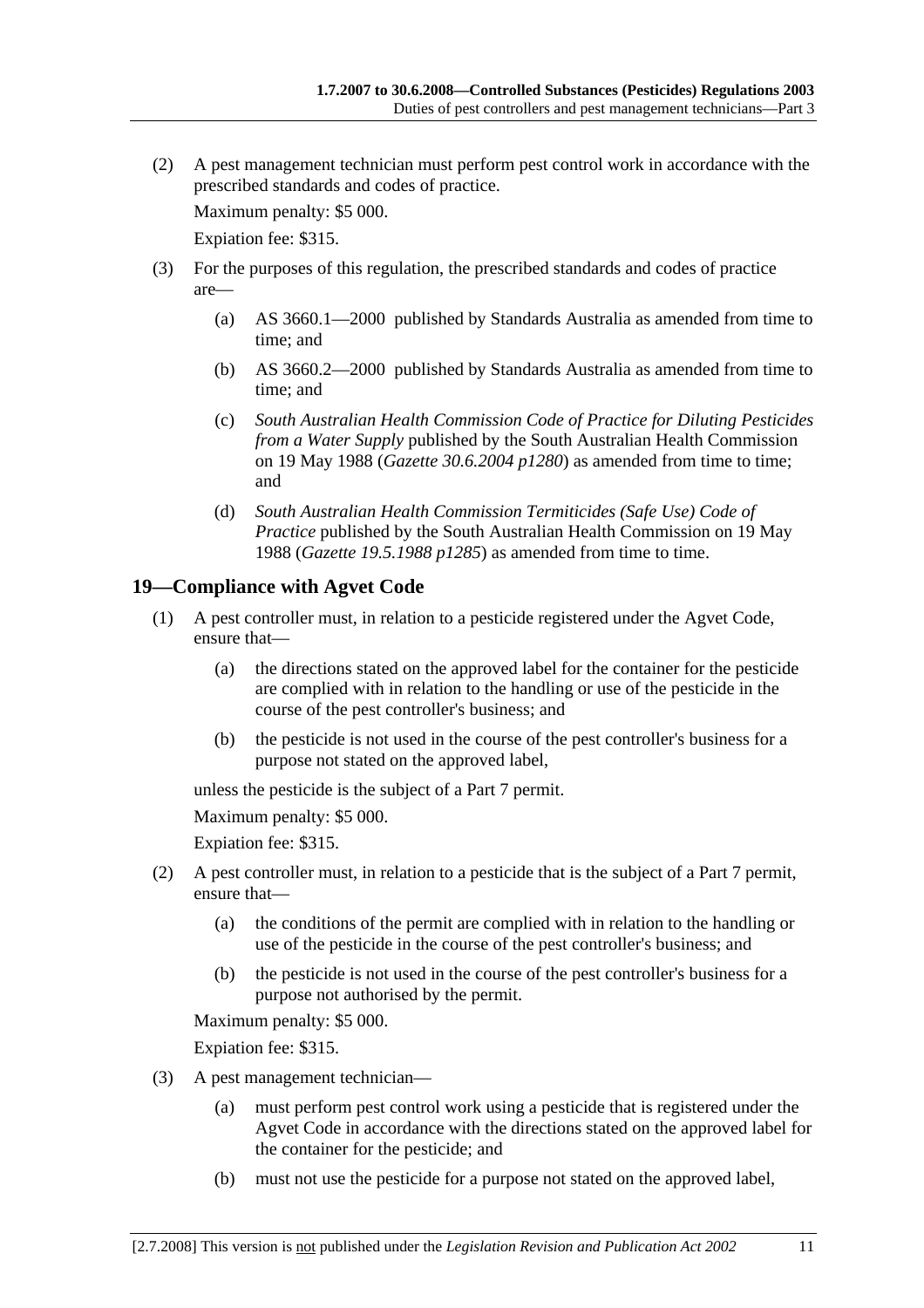(2) A pest management technician must perform pest control work in accordance with the prescribed standards and codes of practice.

Maximum penalty: $5 000.

Expiation fee: $315.

(3) For the purposes of this regulation, the prescribed standards and codes of practice are—

(a) AS 3660.1—2000 published by Standards Australia as amended from time to time; and

(b) AS 3660.2—2000 published by Standards Australia as amended from time to time; and

(c) *South Australian Health Commission Code of Practice for Diluting Pesticides from a Water Supply* published by the South Australian Health Commission on 19 May 1988 (*Gazette 30.6.2004 p1280*) as amended from time to time; and

(d) *South Australian Health Commission Termiticides (Safe Use) Code of Practice* published by the South Australian Health Commission on 19 May 1988 (*Gazette 19.5.1988 p1285*) as amended from time to time.

## 19—Compliance with Agvet Code

(1) A pest controller must, in relation to a pesticide registered under the Agvet Code, ensure that—

(a) the directions stated on the approved label for the container for the pesticide are complied with in relation to the handling or use of the pesticide in the course of the pest controller's business; and

(b) the pesticide is not used in the course of the pest controller's business for a purpose not stated on the approved label,

unless the pesticide is the subject of a Part 7 permit.

Maximum penalty: $5 000.

Expiation fee: $315.

(2) A pest controller must, in relation to a pesticide that is the subject of a Part 7 permit, ensure that—

(a) the conditions of the permit are complied with in relation to the handling or use of the pesticide in the course of the pest controller's business; and

(b) the pesticide is not used in the course of the pest controller's business for a purpose not authorised by the permit.

Maximum penalty: $5 000.

Expiation fee: $315.

(3) A pest management technician—

(a) must perform pest control work using a pesticide that is registered under the Agvet Code in accordance with the directions stated on the approved label for the container for the pesticide; and

(b) must not use the pesticide for a purpose not stated on the approved label,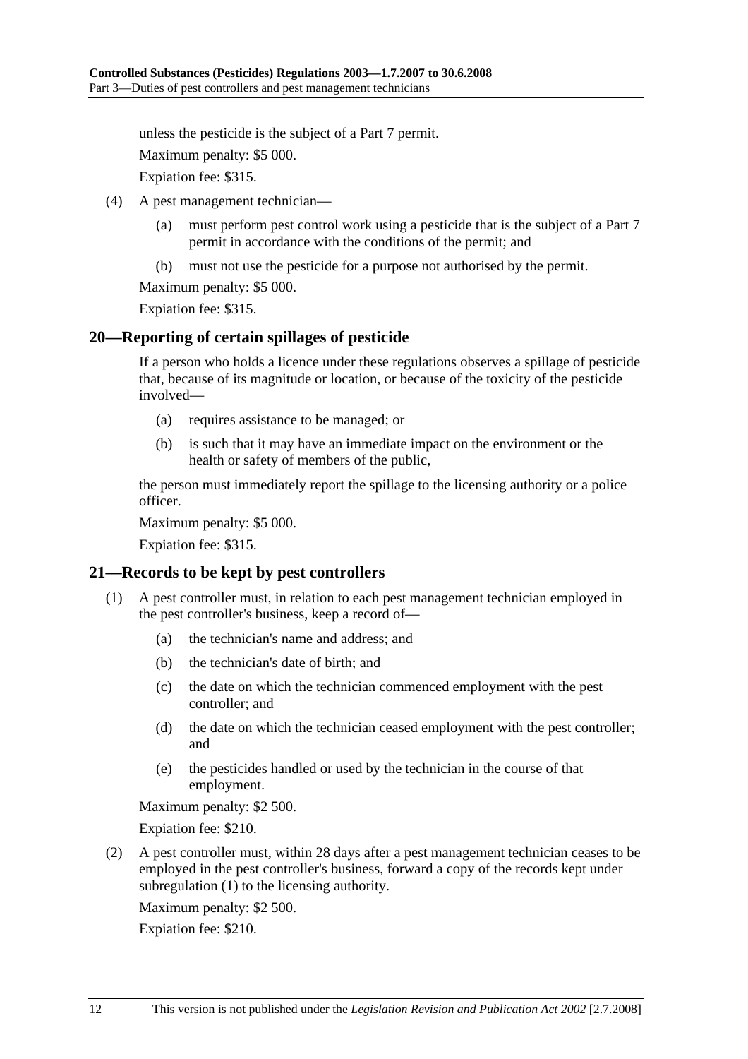unless the pesticide is the subject of a Part 7 permit.

Maximum penalty: $5 000.

Expiation fee: $315.

(4) A pest management technician—

(a) must perform pest control work using a pesticide that is the subject of a Part 7 permit in accordance with the conditions of the permit; and

(b) must not use the pesticide for a purpose not authorised by the permit.

Maximum penalty: $5 000.

Expiation fee: $315.

## 20—Reporting of certain spillages of pesticide

If a person who holds a licence under these regulations observes a spillage of pesticide that, because of its magnitude or location, or because of the toxicity of the pesticide involved—

(a) requires assistance to be managed; or

(b) is such that it may have an immediate impact on the environment or the health or safety of members of the public,

the person must immediately report the spillage to the licensing authority or a police officer.

Maximum penalty: $5 000.

Expiation fee: $315.

## 21—Records to be kept by pest controllers

(1) A pest controller must, in relation to each pest management technician employed in the pest controller's business, keep a record of—

(a) the technician's name and address; and

(b) the technician's date of birth; and

(c) the date on which the technician commenced employment with the pest controller; and

(d) the date on which the technician ceased employment with the pest controller; and

(e) the pesticides handled or used by the technician in the course of that employment.

Maximum penalty: $2 500.

Expiation fee: $210.

(2) A pest controller must, within 28 days after a pest management technician ceases to be employed in the pest controller's business, forward a copy of the records kept under subregulation (1) to the licensing authority.

Maximum penalty: $2 500.

Expiation fee: $210.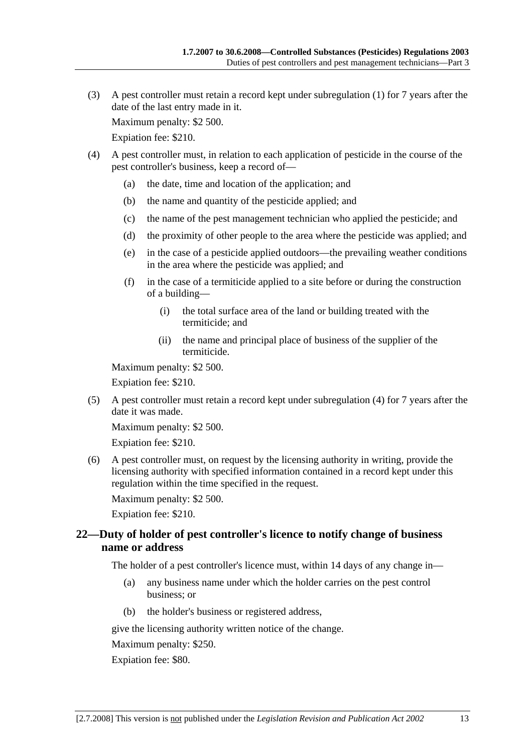(3) A pest controller must retain a record kept under subregulation (1) for 7 years after the date of the last entry made in it.

Maximum penalty: $2 500.

Expiation fee: $210.

(4) A pest controller must, in relation to each application of pesticide in the course of the pest controller's business, keep a record of—

(a) the date, time and location of the application; and

(b) the name and quantity of the pesticide applied; and

(c) the name of the pest management technician who applied the pesticide; and

(d) the proximity of other people to the area where the pesticide was applied; and

(e) in the case of a pesticide applied outdoors—the prevailing weather conditions in the area where the pesticide was applied; and

(f) in the case of a termiticide applied to a site before or during the construction of a building—

(i) the total surface area of the land or building treated with the termiticide; and

(ii) the name and principal place of business of the supplier of the termiticide.

Maximum penalty: $2 500.

Expiation fee: $210.

(5) A pest controller must retain a record kept under subregulation (4) for 7 years after the date it was made.

Maximum penalty: $2 500.

Expiation fee: $210.

(6) A pest controller must, on request by the licensing authority in writing, provide the licensing authority with specified information contained in a record kept under this regulation within the time specified in the request.

Maximum penalty: $2 500.

Expiation fee: $210.

## 22—Duty of holder of pest controller's licence to notify change of business name or address

The holder of a pest controller's licence must, within 14 days of any change in—

(a) any business name under which the holder carries on the pest control business; or

(b) the holder's business or registered address,

give the licensing authority written notice of the change.

Maximum penalty: $250.

Expiation fee: $80.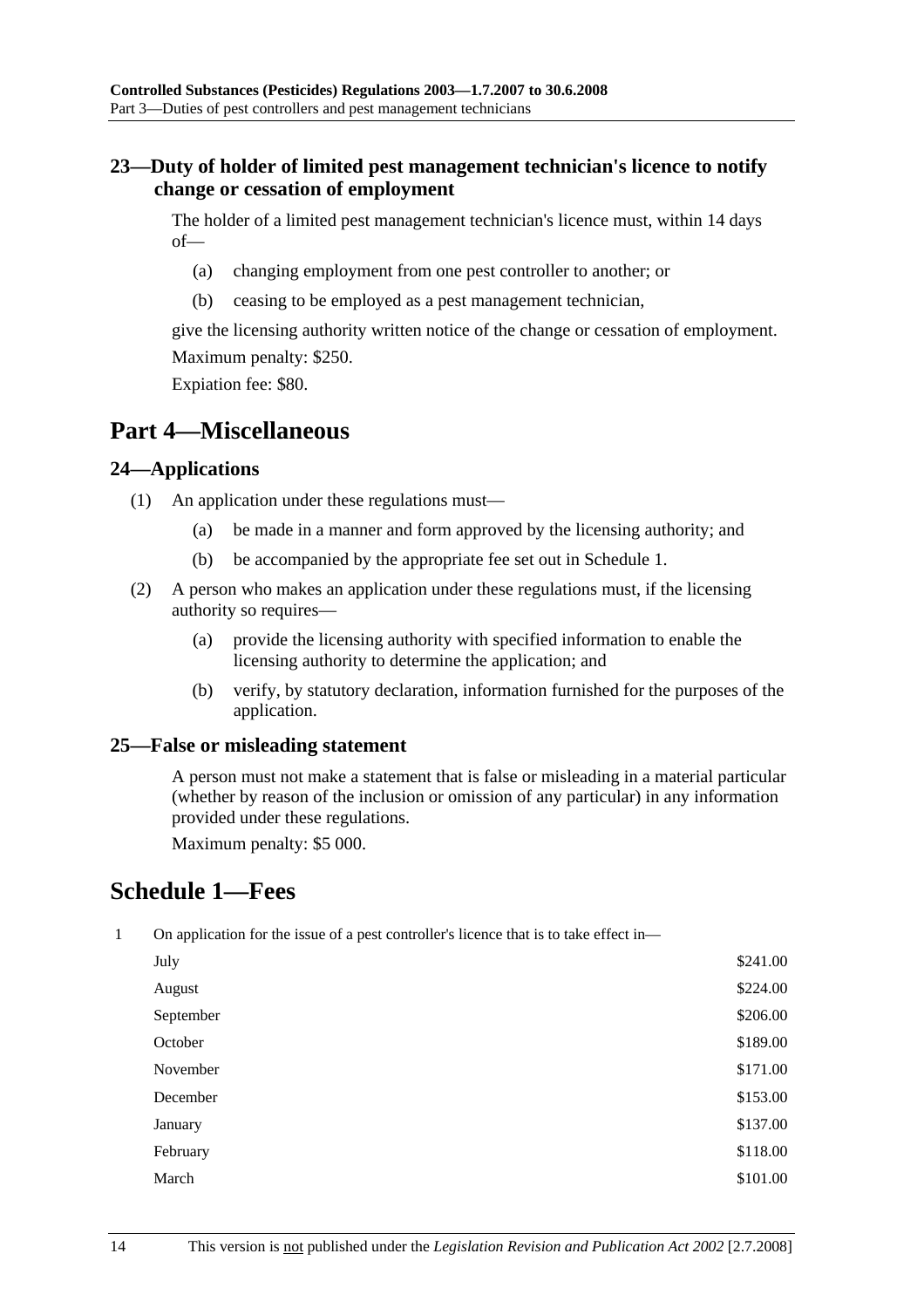### 23—Duty of holder of limited pest management technician's licence to notify change or cessation of employment

The holder of a limited pest management technician's licence must, within 14 days of—

(a) changing employment from one pest controller to another; or

(b) ceasing to be employed as a pest management technician,

give the licensing authority written notice of the change or cessation of employment.

Maximum penalty: $250.

Expiation fee: $80.

## Part 4—Miscellaneous

### 24—Applications

(1) An application under these regulations must—

(a) be made in a manner and form approved by the licensing authority; and

(b) be accompanied by the appropriate fee set out in Schedule 1.

(2) A person who makes an application under these regulations must, if the licensing authority so requires—

(a) provide the licensing authority with specified information to enable the licensing authority to determine the application; and

(b) verify, by statutory declaration, information furnished for the purposes of the application.

### 25—False or misleading statement

A person must not make a statement that is false or misleading in a material particular (whether by reason of the inclusion or omission of any particular) in any information provided under these regulations.

Maximum penalty: $5 000.

## Schedule 1—Fees

1 On application for the issue of a pest controller's licence that is to take effect in—

| Month | Fee |
|---|---|
| July | $241.00 |
| August | $224.00 |
| September | $206.00 |
| October | $189.00 |
| November | $171.00 |
| December | $153.00 |
| January | $137.00 |
| February | $118.00 |
| March | $101.00 |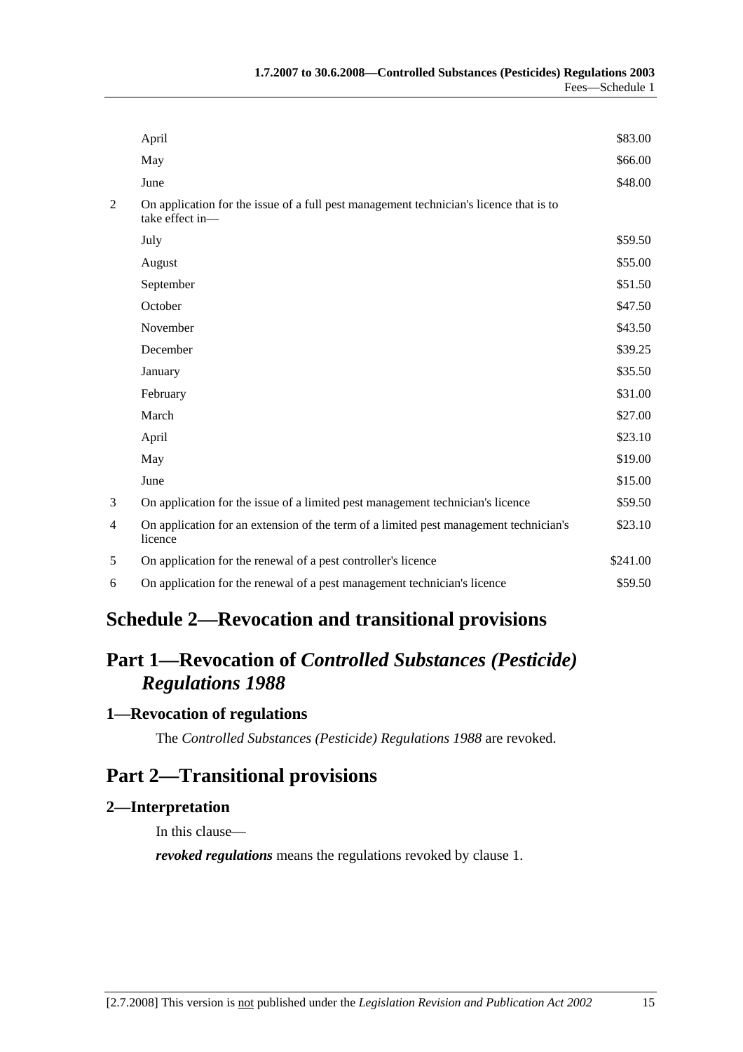| | | |
|---|---|---|
| | April | \$83.00 |
| | May | \$66.00 |
| | June | \$48.00 |
| 2 | On application for the issue of a full pest management technician's licence that is to take effect in— | |
| | July | \$59.50 |
| | August | \$55.00 |
| | September | \$51.50 |
| | October | \$47.50 |
| | November | \$43.50 |
| | December | \$39.25 |
| | January | \$35.50 |
| | February | \$31.00 |
| | March | \$27.00 |
| | April | \$23.10 |
| | May | \$19.00 |
| | June | \$15.00 |
| 3 | On application for the issue of a limited pest management technician's licence | \$59.50 |
| 4 | On application for an extension of the term of a limited pest management technician's licence | \$23.10 |
| 5 | On application for the renewal of a pest controller's licence | \$241.00 |
| 6 | On application for the renewal of a pest management technician's licence | \$59.50 |

# Schedule 2—Revocation and transitional provisions

## Part 1—Revocation of *Controlled Substances (Pesticide) Regulations 1988*

### 1—Revocation of regulations

The *Controlled Substances (Pesticide) Regulations 1988* are revoked.

## Part 2—Transitional provisions

### 2—Interpretation

In this clause—

***revoked regulations*** means the regulations revoked by clause 1.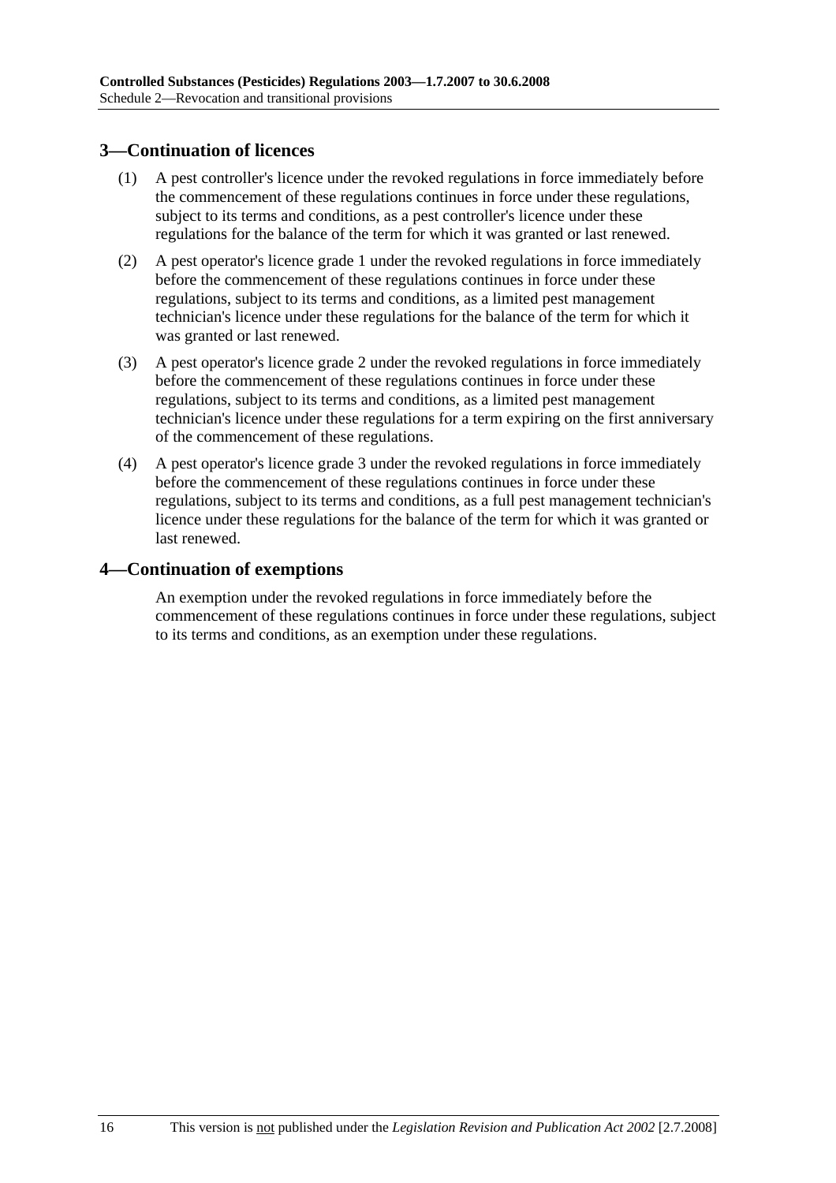## 3—Continuation of licences

(1) A pest controller's licence under the revoked regulations in force immediately before the commencement of these regulations continues in force under these regulations, subject to its terms and conditions, as a pest controller's licence under these regulations for the balance of the term for which it was granted or last renewed.

(2) A pest operator's licence grade 1 under the revoked regulations in force immediately before the commencement of these regulations continues in force under these regulations, subject to its terms and conditions, as a limited pest management technician's licence under these regulations for the balance of the term for which it was granted or last renewed.

(3) A pest operator's licence grade 2 under the revoked regulations in force immediately before the commencement of these regulations continues in force under these regulations, subject to its terms and conditions, as a limited pest management technician's licence under these regulations for a term expiring on the first anniversary of the commencement of these regulations.

(4) A pest operator's licence grade 3 under the revoked regulations in force immediately before the commencement of these regulations continues in force under these regulations, subject to its terms and conditions, as a full pest management technician's licence under these regulations for the balance of the term for which it was granted or last renewed.

## 4—Continuation of exemptions

An exemption under the revoked regulations in force immediately before the commencement of these regulations continues in force under these regulations, subject to its terms and conditions, as an exemption under these regulations.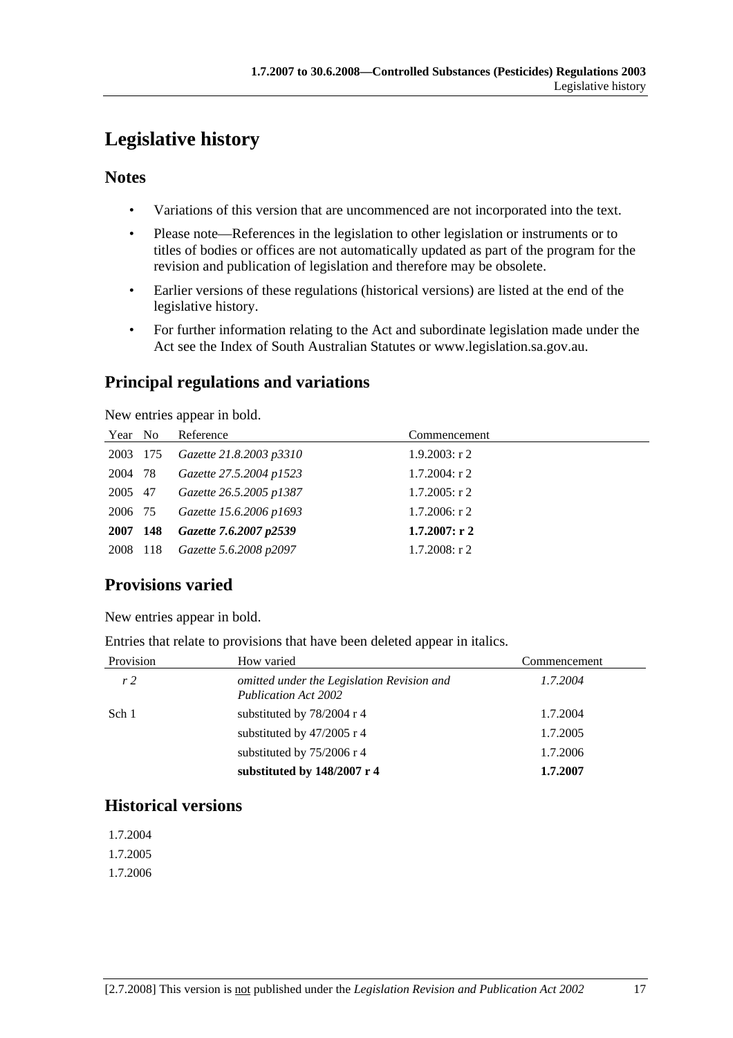# Legislative history

## Notes

- Variations of this version that are uncommenced are not incorporated into the text.
- Please note—References in the legislation to other legislation or instruments or to titles of bodies or offices are not automatically updated as part of the program for the revision and publication of legislation and therefore may be obsolete.
- Earlier versions of these regulations (historical versions) are listed at the end of the legislative history.
- For further information relating to the Act and subordinate legislation made under the Act see the Index of South Australian Statutes or www.legislation.sa.gov.au.

## Principal regulations and variations

New entries appear in bold.

| Year | No | Reference | Commencement |
|---|---|---|---|
| 2003 | 175 | *Gazette 21.8.2003 p3310* | 1.9.2003: r 2 |
| 2004 | 78 | *Gazette 27.5.2004 p1523* | 1.7.2004: r 2 |
| 2005 | 47 | *Gazette 26.5.2005 p1387* | 1.7.2005: r 2 |
| 2006 | 75 | *Gazette 15.6.2006 p1693* | 1.7.2006: r 2 |
| **2007** | **148** | ***Gazette 7.6.2007 p2539*** | **1.7.2007: r 2** |
| 2008 | 118 | *Gazette 5.6.2008 p2097* | 1.7.2008: r 2 |

## Provisions varied

New entries appear in bold.

Entries that relate to provisions that have been deleted appear in italics.

| Provision | How varied | Commencement |
|---|---|---|
| *r 2* | *omitted under the Legislation Revision and Publication Act 2002* | *1.7.2004* |
| Sch 1 | substituted by 78/2004 r 4 | 1.7.2004 |
| | substituted by 47/2005 r 4 | 1.7.2005 |
| | substituted by 75/2006 r 4 | 1.7.2006 |
| | **substituted by 148/2007 r 4** | **1.7.2007** |

## Historical versions

1.7.2004

1.7.2005

1.7.2006